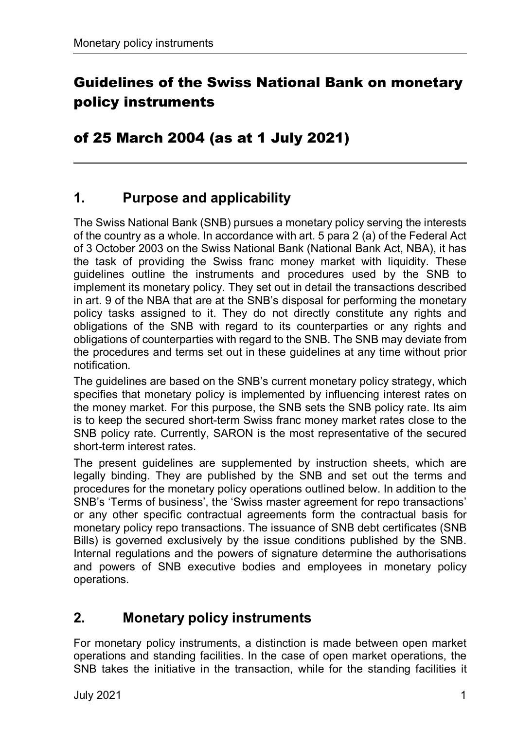# Guidelines of the Swiss National Bank on monetary policy instruments

## of 25 March 2004 (as at 1 July 2021)

## 1. Purpose and applicability

The Swiss National Bank (SNB) pursues a monetary policy serving the interests of the country as a whole. In accordance with art. 5 para 2 (a) of the Federal Act of 3 October 2003 on the Swiss National Bank (National Bank Act, NBA), it has the task of providing the Swiss franc money market with liquidity. These guidelines outline the instruments and procedures used by the SNB to implement its monetary policy. They set out in detail the transactions described in art. 9 of the NBA that are at the SNB's disposal for performing the monetary policy tasks assigned to it. They do not directly constitute any rights and obligations of the SNB with regard to its counterparties or any rights and obligations of counterparties with regard to the SNB. The SNB may deviate from the procedures and terms set out in these guidelines at any time without prior notification.

The guidelines are based on the SNB's current monetary policy strategy, which specifies that monetary policy is implemented by influencing interest rates on the money market. For this purpose, the SNB sets the SNB policy rate. Its aim is to keep the secured short-term Swiss franc money market rates close to the SNB policy rate. Currently, SARON is the most representative of the secured short-term interest rates.

The present guidelines are supplemented by instruction sheets, which are legally binding. They are published by the SNB and set out the terms and procedures for the monetary policy operations outlined below. In addition to the SNB's 'Terms of business', the 'Swiss master agreement for repo transactions' or any other specific contractual agreements form the contractual basis for monetary policy repo transactions. The issuance of SNB debt certificates (SNB Bills) is governed exclusively by the issue conditions published by the SNB. Internal regulations and the powers of signature determine the authorisations and powers of SNB executive bodies and employees in monetary policy operations.

## 2. Monetary policy instruments

For monetary policy instruments, a distinction is made between open market operations and standing facilities. In the case of open market operations, the SNB takes the initiative in the transaction, while for the standing facilities it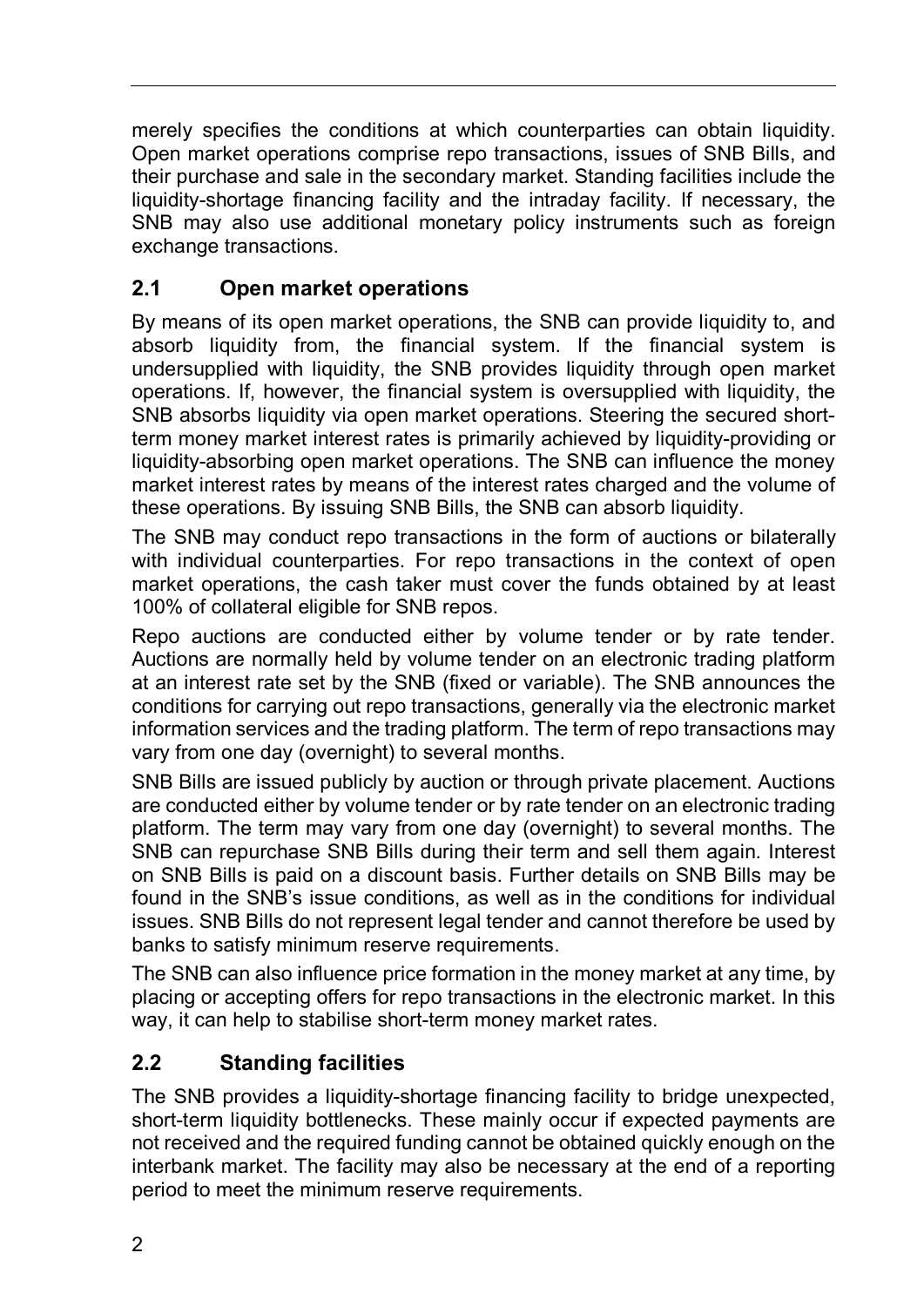merely specifies the conditions at which counterparties can obtain liquidity. Open market operations comprise repo transactions, issues of SNB Bills, and their purchase and sale in the secondary market. Standing facilities include the liquidity-shortage financing facility and the intraday facility. If necessary, the SNB may also use additional monetary policy instruments such as foreign exchange transactions.

## 2.1 Open market operations

By means of its open market operations, the SNB can provide liquidity to, and absorb liquidity from, the financial system. If the financial system is undersupplied with liquidity, the SNB provides liquidity through open market operations. If, however, the financial system is oversupplied with liquidity, the SNB absorbs liquidity via open market operations. Steering the secured short-term money market interest rates is primarily achieved by liquidity-providing or liquidity-absorbing open market operations. The SNB can influence the money market interest rates by means of the interest rates charged and the volume of these operations. By issuing SNB Bills, the SNB can absorb liquidity.

The SNB may conduct repo transactions in the form of auctions or bilaterally with individual counterparties. For repo transactions in the context of open market operations, the cash taker must cover the funds obtained by at least 100% of collateral eligible for SNB repos.

Repo auctions are conducted either by volume tender or by rate tender. Auctions are normally held by volume tender on an electronic trading platform at an interest rate set by the SNB (fixed or variable). The SNB announces the conditions for carrying out repo transactions, generally via the electronic market information services and the trading platform. The term of repo transactions may vary from one day (overnight) to several months.

SNB Bills are issued publicly by auction or through private placement. Auctions are conducted either by volume tender or by rate tender on an electronic trading platform. The term may vary from one day (overnight) to several months. The SNB can repurchase SNB Bills during their term and sell them again. Interest on SNB Bills is paid on a discount basis. Further details on SNB Bills may be found in the SNB's issue conditions, as well as in the conditions for individual issues. SNB Bills do not represent legal tender and cannot therefore be used by banks to satisfy minimum reserve requirements.

The SNB can also influence price formation in the money market at any time, by placing or accepting offers for repo transactions in the electronic market. In this way, it can help to stabilise short-term money market rates.

## 2.2 Standing facilities

The SNB provides a liquidity-shortage financing facility to bridge unexpected, short-term liquidity bottlenecks. These mainly occur if expected payments are not received and the required funding cannot be obtained quickly enough on the interbank market. The facility may also be necessary at the end of a reporting period to meet the minimum reserve requirements.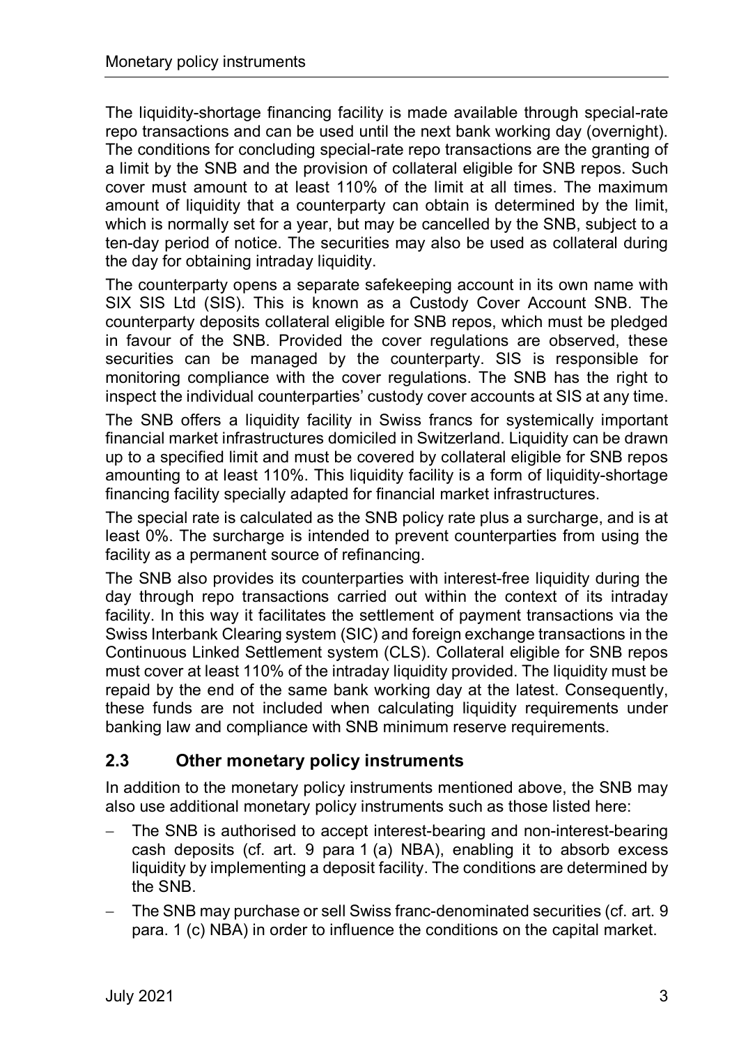The liquidity-shortage financing facility is made available through special-rate repo transactions and can be used until the next bank working day (overnight). The conditions for concluding special-rate repo transactions are the granting of a limit by the SNB and the provision of collateral eligible for SNB repos. Such cover must amount to at least 110% of the limit at all times. The maximum amount of liquidity that a counterparty can obtain is determined by the limit, which is normally set for a year, but may be cancelled by the SNB, subject to a ten-day period of notice. The securities may also be used as collateral during the day for obtaining intraday liquidity.

The counterparty opens a separate safekeeping account in its own name with SIX SIS Ltd (SIS). This is known as a Custody Cover Account SNB. The counterparty deposits collateral eligible for SNB repos, which must be pledged in favour of the SNB. Provided the cover regulations are observed, these securities can be managed by the counterparty. SIS is responsible for monitoring compliance with the cover regulations. The SNB has the right to inspect the individual counterparties' custody cover accounts at SIS at any time.

The SNB offers a liquidity facility in Swiss francs for systemically important financial market infrastructures domiciled in Switzerland. Liquidity can be drawn up to a specified limit and must be covered by collateral eligible for SNB repos amounting to at least 110%. This liquidity facility is a form of liquidity-shortage financing facility specially adapted for financial market infrastructures.

The special rate is calculated as the SNB policy rate plus a surcharge, and is at least 0%. The surcharge is intended to prevent counterparties from using the facility as a permanent source of refinancing.

The SNB also provides its counterparties with interest-free liquidity during the day through repo transactions carried out within the context of its intraday facility. In this way it facilitates the settlement of payment transactions via the Swiss Interbank Clearing system (SIC) and foreign exchange transactions in the Continuous Linked Settlement system (CLS). Collateral eligible for SNB repos must cover at least 110% of the intraday liquidity provided. The liquidity must be repaid by the end of the same bank working day at the latest. Consequently, these funds are not included when calculating liquidity requirements under banking law and compliance with SNB minimum reserve requirements.

## 2.3 Other monetary policy instruments

In addition to the monetary policy instruments mentioned above, the SNB may also use additional monetary policy instruments such as those listed here:

- The SNB is authorised to accept interest-bearing and non-interest-bearing cash deposits (cf. art. 9 para 1 (a) NBA), enabling it to absorb excess liquidity by implementing a deposit facility. The conditions are determined by the SNB.
- The SNB may purchase or sell Swiss franc-denominated securities (cf. art. 9 para. 1 (c) NBA) in order to influence the conditions on the capital market.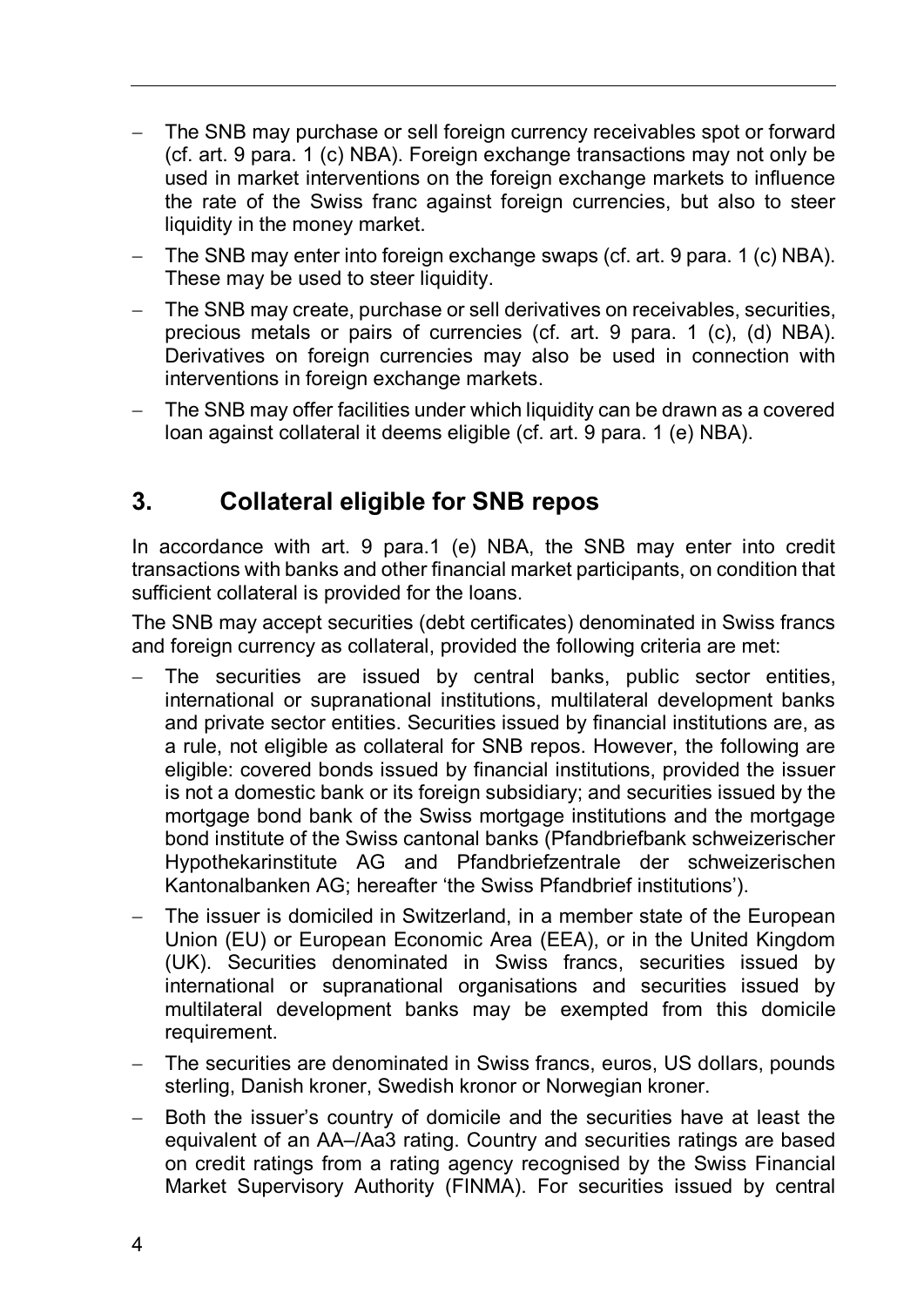- The SNB may purchase or sell foreign currency receivables spot or forward (cf. art. 9 para. 1 (c) NBA). Foreign exchange transactions may not only be used in market interventions on the foreign exchange markets to influence the rate of the Swiss franc against foreign currencies, but also to steer liquidity in the money market.
- The SNB may enter into foreign exchange swaps (cf. art. 9 para. 1 (c) NBA). These may be used to steer liquidity.
- The SNB may create, purchase or sell derivatives on receivables, securities, precious metals or pairs of currencies (cf. art. 9 para. 1 (c), (d) NBA). Derivatives on foreign currencies may also be used in connection with interventions in foreign exchange markets.
- The SNB may offer facilities under which liquidity can be drawn as a covered loan against collateral it deems eligible (cf. art. 9 para. 1 (e) NBA).

## 3. Collateral eligible for SNB repos

In accordance with art. 9 para.1 (e) NBA, the SNB may enter into credit transactions with banks and other financial market participants, on condition that sufficient collateral is provided for the loans.

The SNB may accept securities (debt certificates) denominated in Swiss francs and foreign currency as collateral, provided the following criteria are met:

- The securities are issued by central banks, public sector entities, international or supranational institutions, multilateral development banks and private sector entities. Securities issued by financial institutions are, as a rule, not eligible as collateral for SNB repos. However, the following are eligible: covered bonds issued by financial institutions, provided the issuer is not a domestic bank or its foreign subsidiary; and securities issued by the mortgage bond bank of the Swiss mortgage institutions and the mortgage bond institute of the Swiss cantonal banks (Pfandbriefbank schweizerischer Hypothekarinstitute AG and Pfandbriefzentrale der schweizerischen Kantonalbanken AG; hereafter 'the Swiss Pfandbrief institutions').
- The issuer is domiciled in Switzerland, in a member state of the European Union (EU) or European Economic Area (EEA), or in the United Kingdom (UK). Securities denominated in Swiss francs, securities issued by international or supranational organisations and securities issued by multilateral development banks may be exempted from this domicile requirement.
- The securities are denominated in Swiss francs, euros, US dollars, pounds sterling, Danish kroner, Swedish kronor or Norwegian kroner.
- Both the issuer's country of domicile and the securities have at least the equivalent of an AA–/Aa3 rating. Country and securities ratings are based on credit ratings from a rating agency recognised by the Swiss Financial Market Supervisory Authority (FINMA). For securities issued by central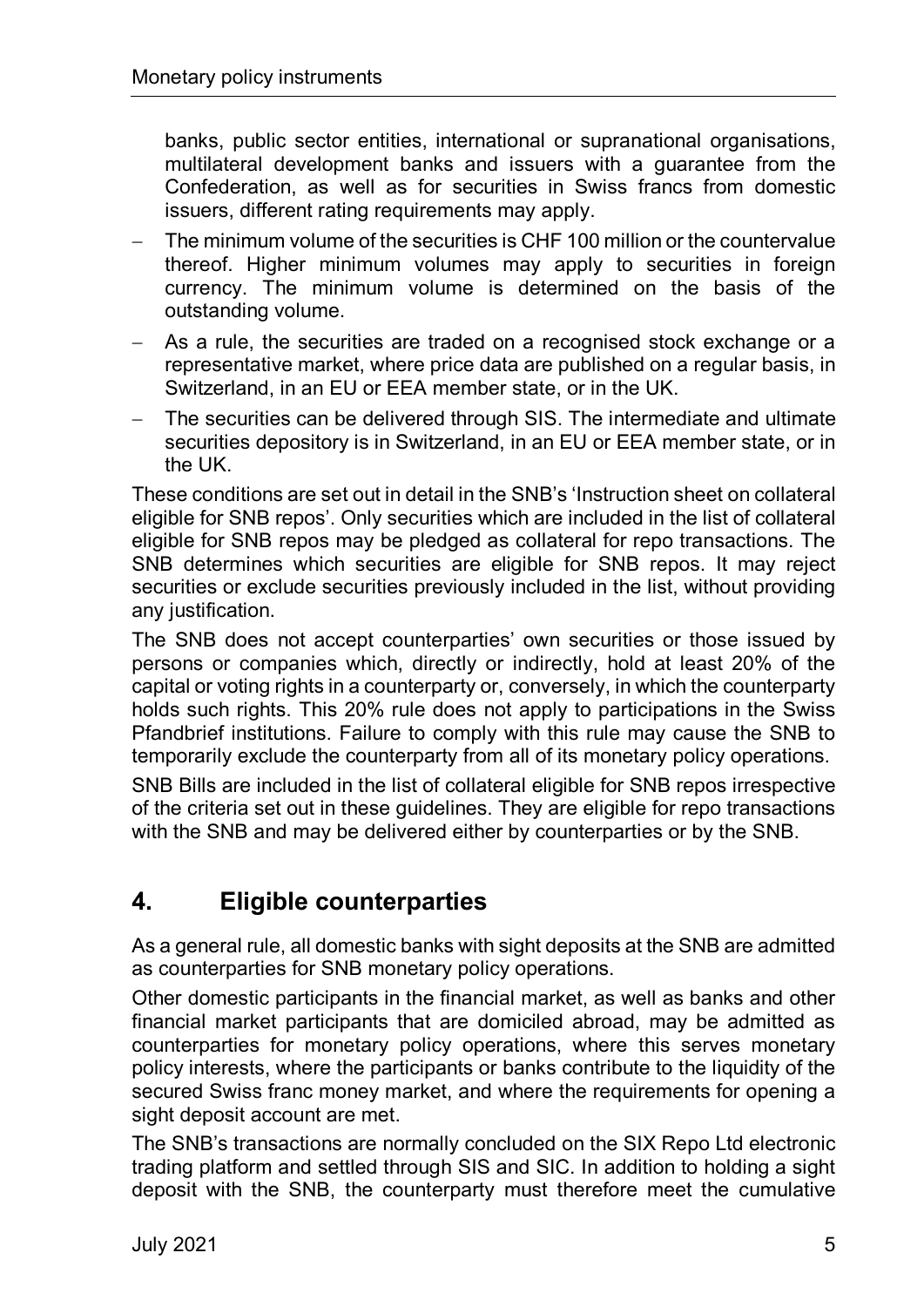banks, public sector entities, international or supranational organisations, multilateral development banks and issuers with a guarantee from the Confederation, as well as for securities in Swiss francs from domestic issuers, different rating requirements may apply.

- The minimum volume of the securities is CHF 100 million or the countervalue thereof. Higher minimum volumes may apply to securities in foreign currency. The minimum volume is determined on the basis of the outstanding volume.
- As a rule, the securities are traded on a recognised stock exchange or a representative market, where price data are published on a regular basis, in Switzerland, in an EU or EEA member state, or in the UK.
- The securities can be delivered through SIS. The intermediate and ultimate securities depository is in Switzerland, in an EU or EEA member state, or in the UK.

These conditions are set out in detail in the SNB's 'Instruction sheet on collateral eligible for SNB repos'. Only securities which are included in the list of collateral eligible for SNB repos may be pledged as collateral for repo transactions. The SNB determines which securities are eligible for SNB repos. It may reject securities or exclude securities previously included in the list, without providing any justification.

The SNB does not accept counterparties' own securities or those issued by persons or companies which, directly or indirectly, hold at least 20% of the capital or voting rights in a counterparty or, conversely, in which the counterparty holds such rights. This 20% rule does not apply to participations in the Swiss Pfandbrief institutions. Failure to comply with this rule may cause the SNB to temporarily exclude the counterparty from all of its monetary policy operations.

SNB Bills are included in the list of collateral eligible for SNB repos irrespective of the criteria set out in these guidelines. They are eligible for repo transactions with the SNB and may be delivered either by counterparties or by the SNB.

## 4. Eligible counterparties

As a general rule, all domestic banks with sight deposits at the SNB are admitted as counterparties for SNB monetary policy operations.

Other domestic participants in the financial market, as well as banks and other financial market participants that are domiciled abroad, may be admitted as counterparties for monetary policy operations, where this serves monetary policy interests, where the participants or banks contribute to the liquidity of the secured Swiss franc money market, and where the requirements for opening a sight deposit account are met.

The SNB's transactions are normally concluded on the SIX Repo Ltd electronic trading platform and settled through SIS and SIC. In addition to holding a sight deposit with the SNB, the counterparty must therefore meet the cumulative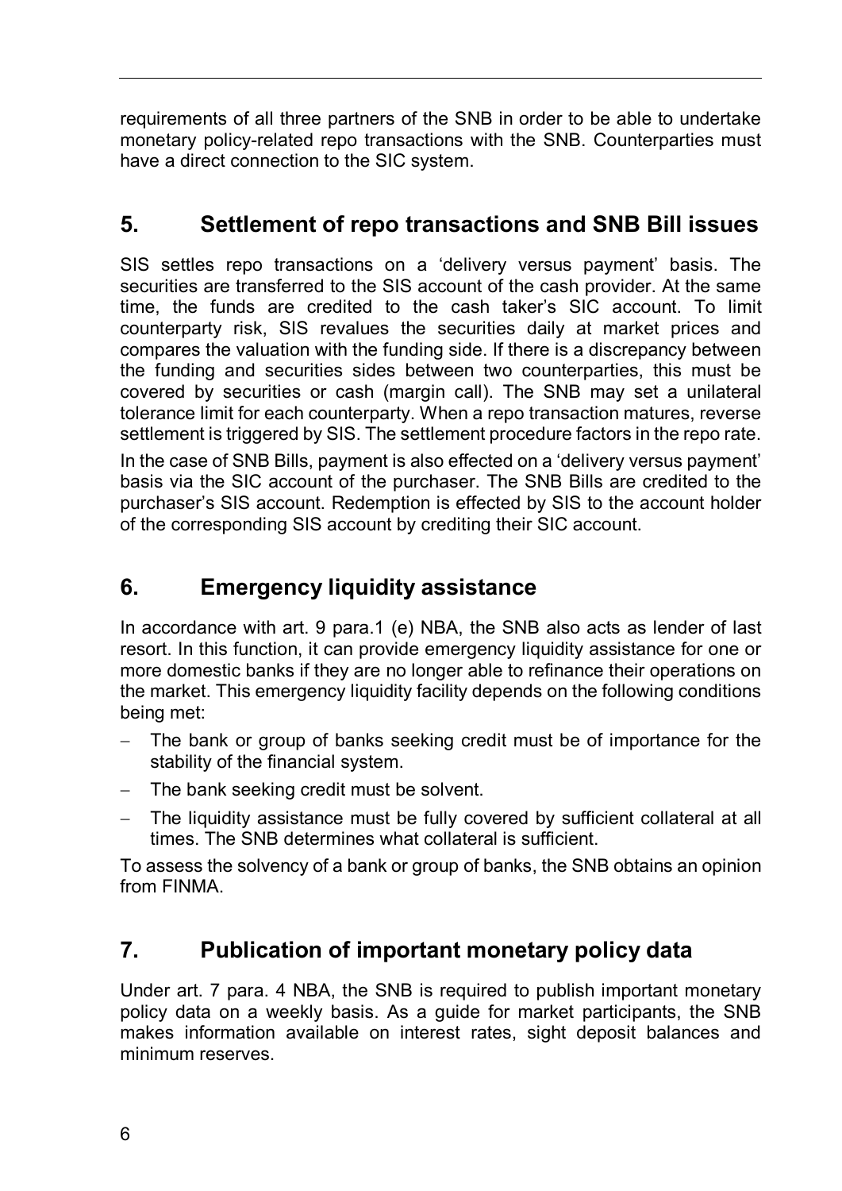requirements of all three partners of the SNB in order to be able to undertake monetary policy-related repo transactions with the SNB. Counterparties must have a direct connection to the SIC system.

## 5. Settlement of repo transactions and SNB Bill issues

SIS settles repo transactions on a 'delivery versus payment' basis. The securities are transferred to the SIS account of the cash provider. At the same time, the funds are credited to the cash taker's SIC account. To limit counterparty risk, SIS revalues the securities daily at market prices and compares the valuation with the funding side. If there is a discrepancy between the funding and securities sides between two counterparties, this must be covered by securities or cash (margin call). The SNB may set a unilateral tolerance limit for each counterparty. When a repo transaction matures, reverse settlement is triggered by SIS. The settlement procedure factors in the repo rate.

In the case of SNB Bills, payment is also effected on a 'delivery versus payment' basis via the SIC account of the purchaser. The SNB Bills are credited to the purchaser's SIS account. Redemption is effected by SIS to the account holder of the corresponding SIS account by crediting their SIC account.

## 6. Emergency liquidity assistance

In accordance with art. 9 para.1 (e) NBA, the SNB also acts as lender of last resort. In this function, it can provide emergency liquidity assistance for one or more domestic banks if they are no longer able to refinance their operations on the market. This emergency liquidity facility depends on the following conditions being met:

- The bank or group of banks seeking credit must be of importance for the stability of the financial system.
- The bank seeking credit must be solvent.
- The liquidity assistance must be fully covered by sufficient collateral at all times. The SNB determines what collateral is sufficient.

To assess the solvency of a bank or group of banks, the SNB obtains an opinion from FINMA.

## 7. Publication of important monetary policy data

Under art. 7 para. 4 NBA, the SNB is required to publish important monetary policy data on a weekly basis. As a guide for market participants, the SNB makes information available on interest rates, sight deposit balances and minimum reserves.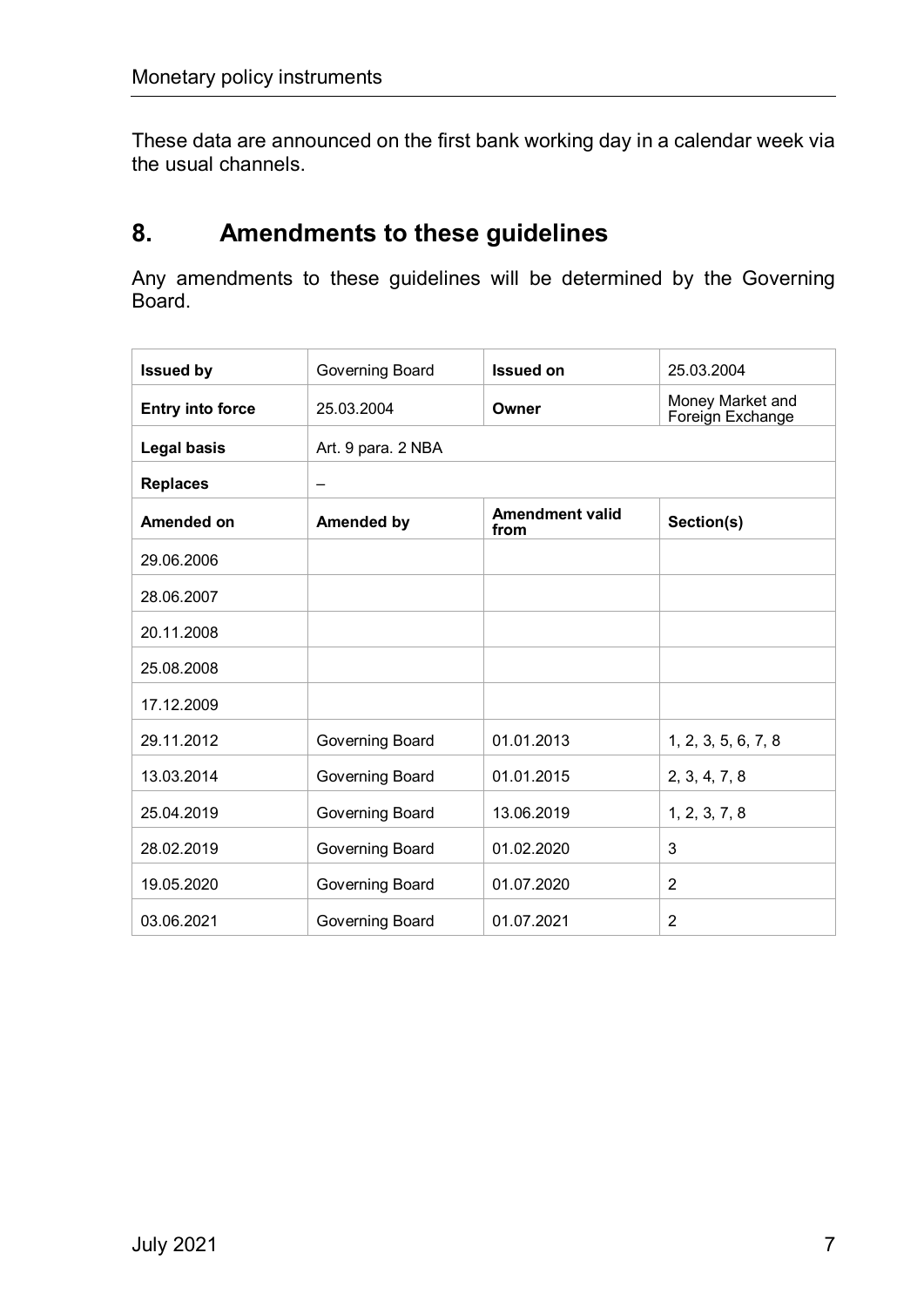These data are announced on the first bank working day in a calendar week via the usual channels.

## 8. Amendments to these guidelines

Any amendments to these guidelines will be determined by the Governing Board.

| | | | |
|---|---|---|---|
| **Issued by** | Governing Board | **Issued on** | 25.03.2004 |
| **Entry into force** | 25.03.2004 | **Owner** | Money Market and Foreign Exchange |
| **Legal basis** | Art. 9 para. 2 NBA | | |
| **Replaces** | – | | |
| **Amended on** | **Amended by** | **Amendment valid from** | **Section(s)** |
| 29.06.2006 | | | |
| 28.06.2007 | | | |
| 20.11.2008 | | | |
| 25.08.2008 | | | |
| 17.12.2009 | | | |
| 29.11.2012 | Governing Board | 01.01.2013 | 1, 2, 3, 5, 6, 7, 8 |
| 13.03.2014 | Governing Board | 01.01.2015 | 2, 3, 4, 7, 8 |
| 25.04.2019 | Governing Board | 13.06.2019 | 1, 2, 3, 7, 8 |
| 28.02.2019 | Governing Board | 01.02.2020 | 3 |
| 19.05.2020 | Governing Board | 01.07.2020 | 2 |
| 03.06.2021 | Governing Board | 01.07.2021 | 2 |